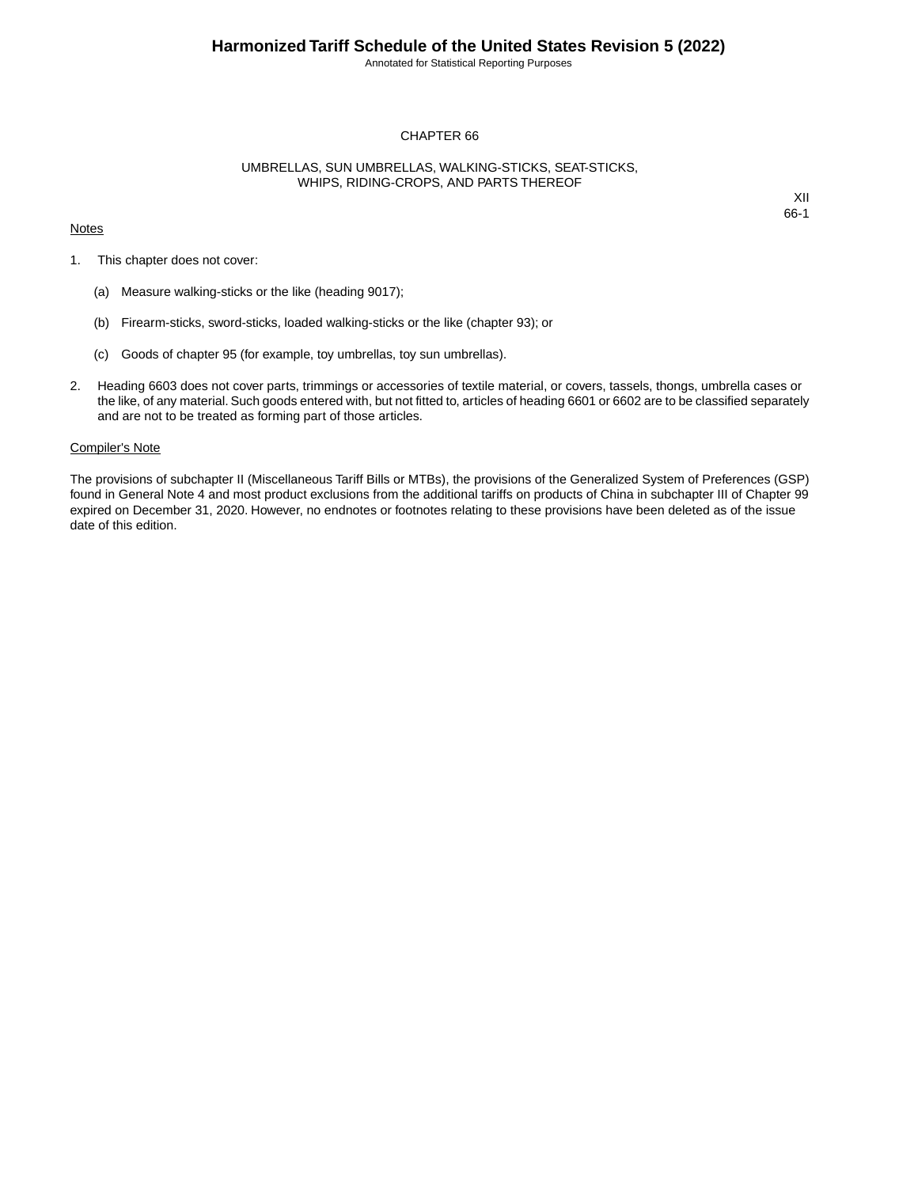# CHAPTER 66

## UMBRELLAS, SUN UMBRELLAS, WALKING-STICKS, SEAT-STICKS, WHIPS, RIDING-CROPS, AND PARTS THEREOF

XII
66-1

Notes

1. This chapter does not cover:

   (a) Measure walking-sticks or the like (heading 9017);

   (b) Firearm-sticks, sword-sticks, loaded walking-sticks or the like (chapter 93); or

   (c) Goods of chapter 95 (for example, toy umbrellas, toy sun umbrellas).

2. Heading 6603 does not cover parts, trimmings or accessories of textile material, or covers, tassels, thongs, umbrella cases or the like, of any material. Such goods entered with, but not fitted to, articles of heading 6601 or 6602 are to be classified separately and are not to be treated as forming part of those articles.

Compiler's Note

The provisions of subchapter II (Miscellaneous Tariff Bills or MTBs), the provisions of the Generalized System of Preferences (GSP) found in General Note 4 and most product exclusions from the additional tariffs on products of China in subchapter III of Chapter 99 expired on December 31, 2020. However, no endnotes or footnotes relating to these provisions have been deleted as of the issue date of this edition.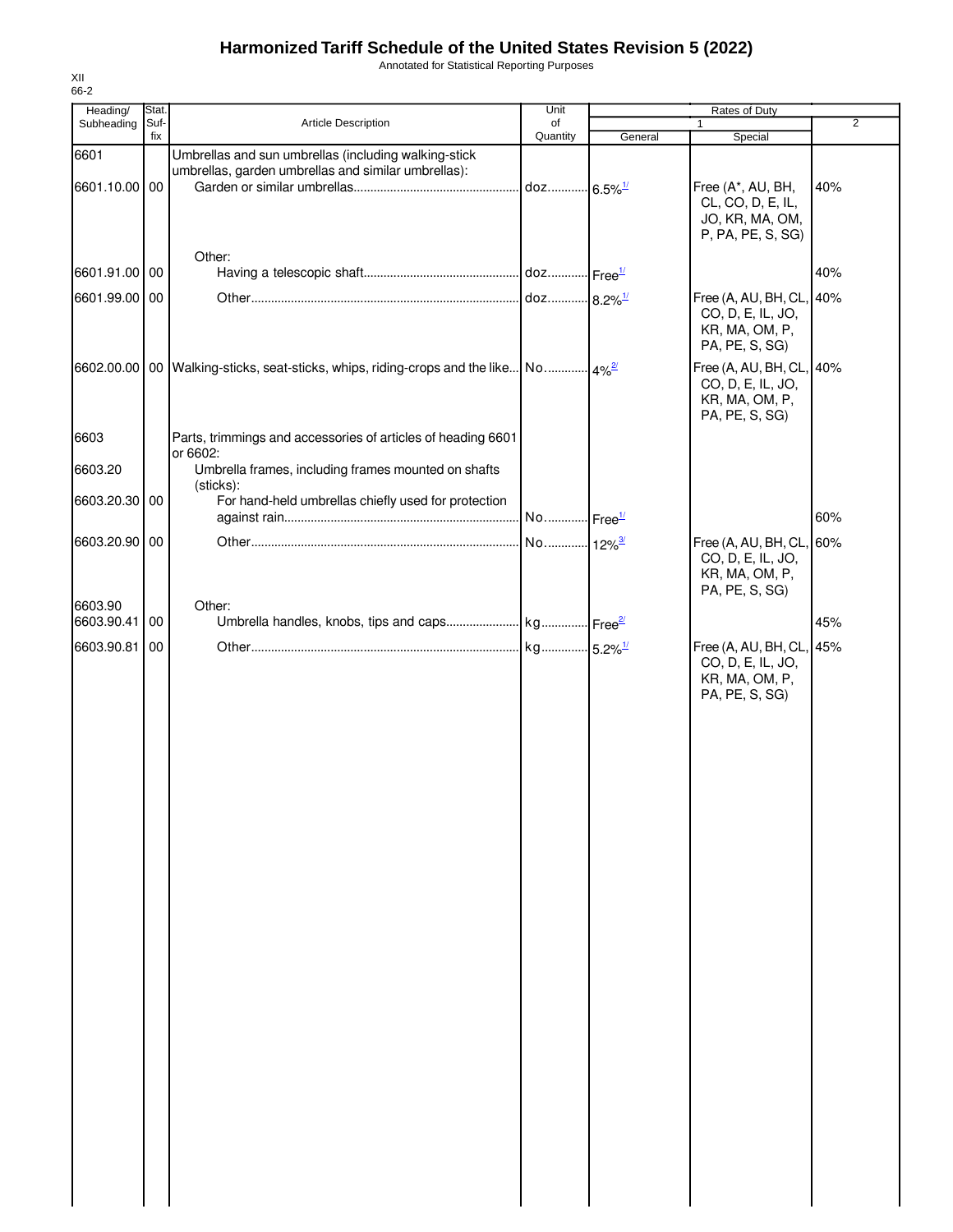# Harmonized Tariff Schedule of the United States Revision 5 (2022)

Annotated for Statistical Reporting Purposes

XII
66-2

| Heading/ Subheading | Stat. Suf- fix | Article Description | Unit of Quantity | Rates of Duty 1 General | Special | 2 |
|---|---|---|---|---|---|---|
| 6601 | | Umbrellas and sun umbrellas (including walking-stick umbrellas, garden umbrellas and similar umbrellas): | | | | |
| 6601.10.00 | 00 | Garden or similar umbrellas | doz | 6.5%[1/] | Free (A*, AU, BH, CL, CO, D, E, IL, JO, KR, MA, OM, P, PA, PE, S, SG) | 40% |
| | | Other: | | | | |
| 6601.91.00 | 00 | Having a telescopic shaft | doz | Free[1/] | | 40% |
| 6601.99.00 | 00 | Other | doz | 8.2%[1/] | Free (A, AU, BH, CL, CO, D, E, IL, JO, KR, MA, OM, P, PA, PE, S, SG) | 40% |
| 6602.00.00 | 00 | Walking-sticks, seat-sticks, whips, riding-crops and the like | No. | 4%[2/] | Free (A, AU, BH, CL, CO, D, E, IL, JO, KR, MA, OM, P, PA, PE, S, SG) | 40% |
| 6603 | | Parts, trimmings and accessories of articles of heading 6601 or 6602: | | | | |
| 6603.20 | | Umbrella frames, including frames mounted on shafts (sticks): | | | | |
| 6603.20.30 | 00 | For hand-held umbrellas chiefly used for protection against rain | No. | Free[1/] | | 60% |
| 6603.20.90 | 00 | Other | No. | 12%[3/] | Free (A, AU, BH, CL, CO, D, E, IL, JO, KR, MA, OM, P, PA, PE, S, SG) | 60% |
| 6603.90 | | Other: | | | | |
| 6603.90.41 | 00 | Umbrella handles, knobs, tips and caps | kg | Free[2/] | | 45% |
| 6603.90.81 | 00 | Other | kg | 5.2%[1/] | Free (A, AU, BH, CL, CO, D, E, IL, JO, KR, MA, OM, P, PA, PE, S, SG) | 45% |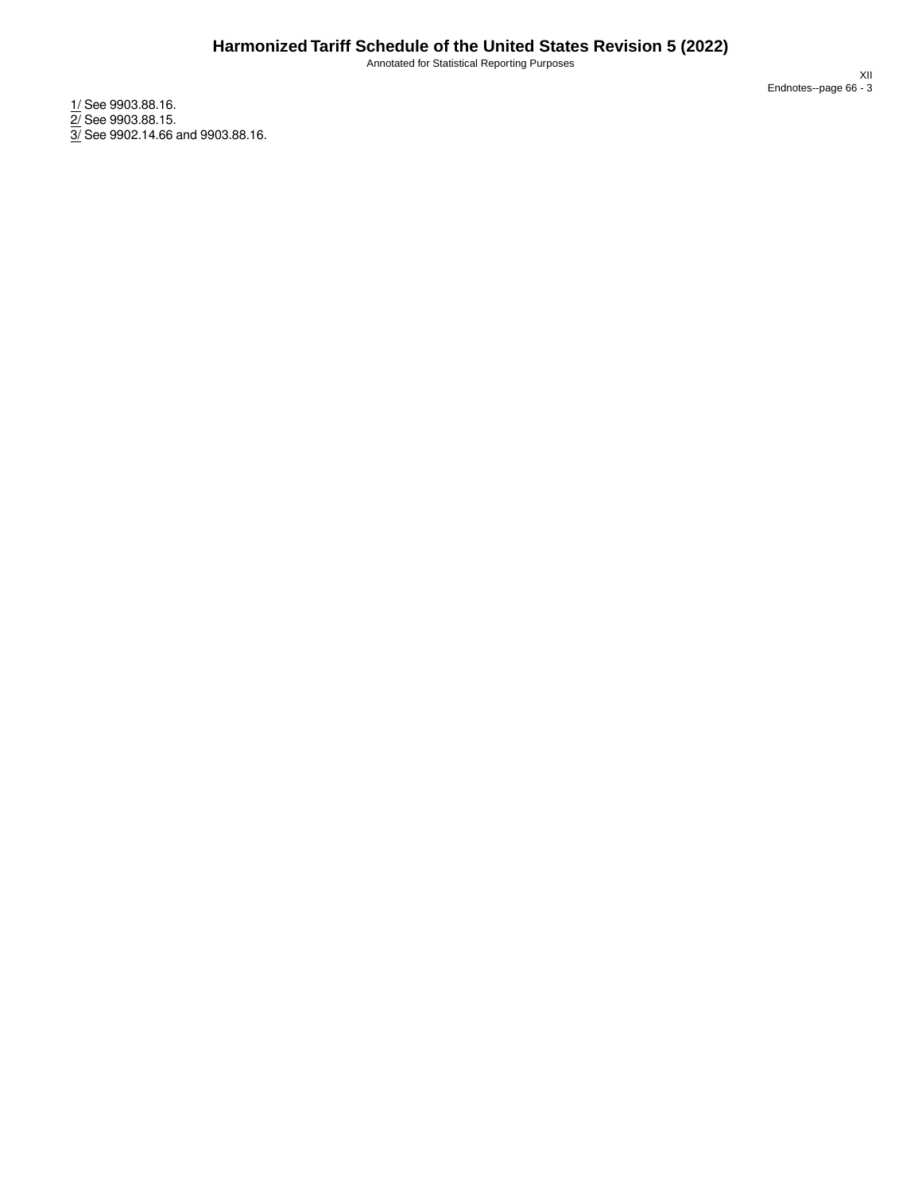1/ See 9903.88.16.
2/ See 9903.88.15.
3/ See 9902.14.66 and 9903.88.16.